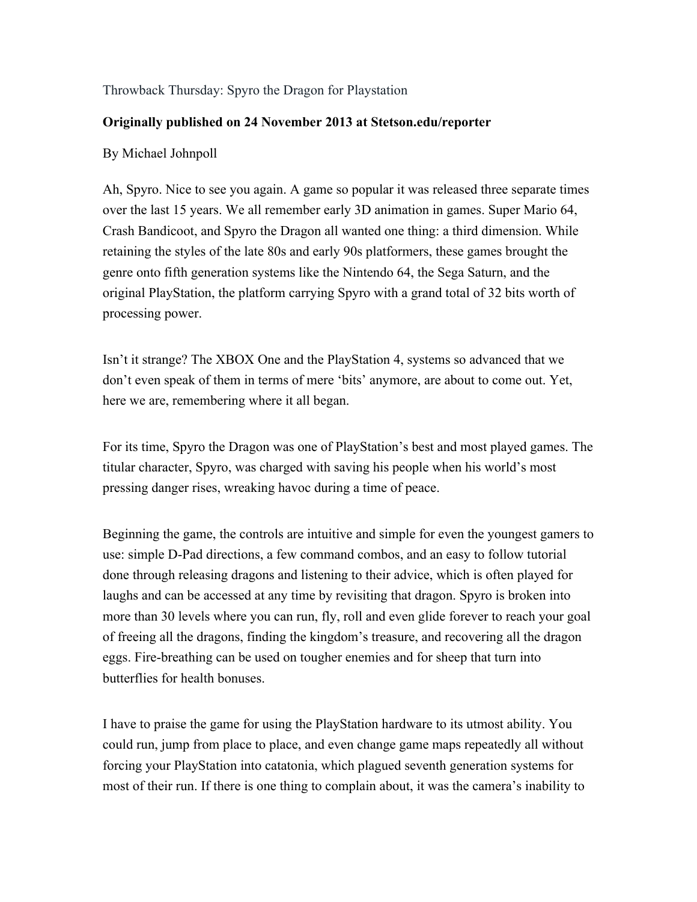Throwback Thursday: Spyro the Dragon for Playstation

**Originally published on 24 November 2013 at Stetson.edu/reporter**

By Michael Johnpoll

Ah, Spyro. Nice to see you again. A game so popular it was released three separate times over the last 15 years. We all remember early 3D animation in games. Super Mario 64, Crash Bandicoot, and Spyro the Dragon all wanted one thing: a third dimension. While retaining the styles of the late 80s and early 90s platformers, these games brought the genre onto fifth generation systems like the Nintendo 64, the Sega Saturn, and the original PlayStation, the platform carrying Spyro with a grand total of 32 bits worth of processing power.

Isn't it strange? The XBOX One and the PlayStation 4, systems so advanced that we don't even speak of them in terms of mere 'bits' anymore, are about to come out. Yet, here we are, remembering where it all began.

For its time, Spyro the Dragon was one of PlayStation's best and most played games. The titular character, Spyro, was charged with saving his people when his world's most pressing danger rises, wreaking havoc during a time of peace.

Beginning the game, the controls are intuitive and simple for even the youngest gamers to use: simple D-Pad directions, a few command combos, and an easy to follow tutorial done through releasing dragons and listening to their advice, which is often played for laughs and can be accessed at any time by revisiting that dragon. Spyro is broken into more than 30 levels where you can run, fly, roll and even glide forever to reach your goal of freeing all the dragons, finding the kingdom's treasure, and recovering all the dragon eggs. Fire-breathing can be used on tougher enemies and for sheep that turn into butterflies for health bonuses.

I have to praise the game for using the PlayStation hardware to its utmost ability. You could run, jump from place to place, and even change game maps repeatedly all without forcing your PlayStation into catatonia, which plagued seventh generation systems for most of their run. If there is one thing to complain about, it was the camera's inability to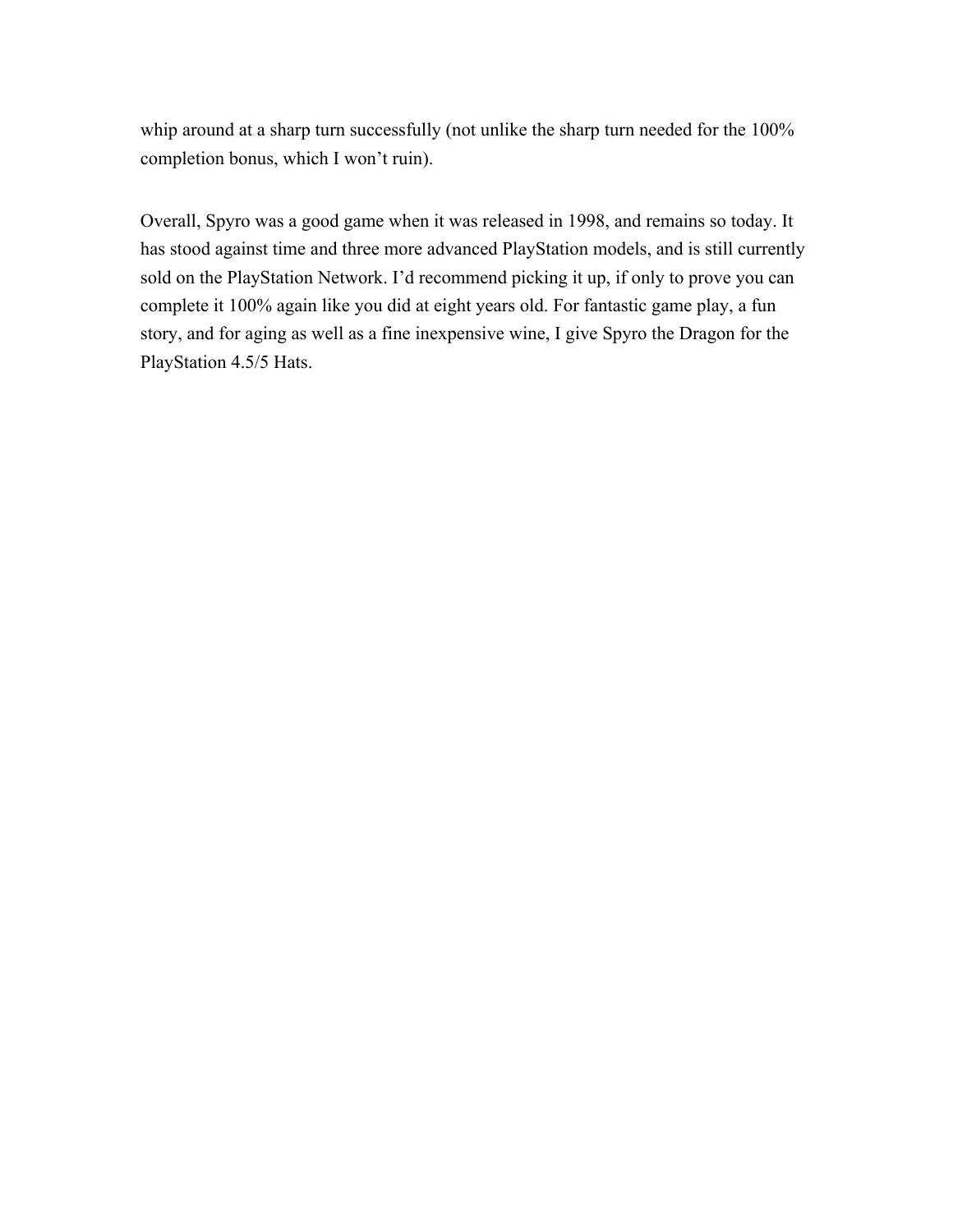whip around at a sharp turn successfully (not unlike the sharp turn needed for the 100% completion bonus, which I won't ruin).

Overall, Spyro was a good game when it was released in 1998, and remains so today. It has stood against time and three more advanced PlayStation models, and is still currently sold on the PlayStation Network. I'd recommend picking it up, if only to prove you can complete it 100% again like you did at eight years old. For fantastic game play, a fun story, and for aging as well as a fine inexpensive wine, I give Spyro the Dragon for the PlayStation 4.5/5 Hats.